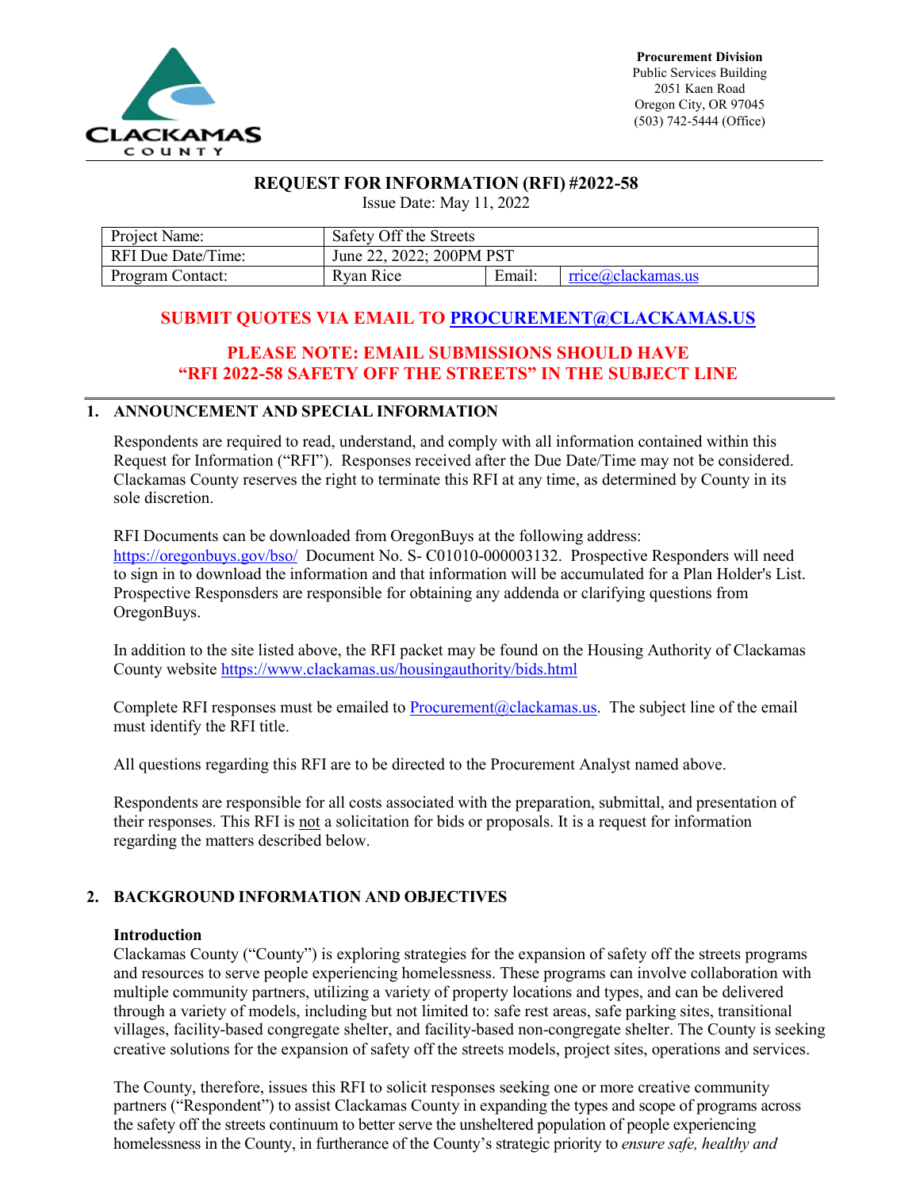**Procurement Division**
Public Services Building
2051 Kaen Road
Oregon City, OR 97045
(503) 742-5444 (Office)

# REQUEST FOR INFORMATION (RFI) #2022-58

Issue Date: May 11, 2022

| Project Name: | Safety Off the Streets | | |
|---|---|---|---|
| RFI Due Date/Time: | June 22, 2022; 200PM PST | | |
| Program Contact: | Ryan Rice | Email: | rrice@clackamas.us |

**SUBMIT QUOTES VIA EMAIL TO PROCUREMENT@CLACKAMAS.US**

**PLEASE NOTE: EMAIL SUBMISSIONS SHOULD HAVE "RFI 2022-58 SAFETY OFF THE STREETS" IN THE SUBJECT LINE**

## 1. ANNOUNCEMENT AND SPECIAL INFORMATION

Respondents are required to read, understand, and comply with all information contained within this Request for Information ("RFI"). Responses received after the Due Date/Time may not be considered. Clackamas County reserves the right to terminate this RFI at any time, as determined by County in its sole discretion.

RFI Documents can be downloaded from OregonBuys at the following address: https://oregonbuys.gov/bso/ Document No. S- C01010-000003132. Prospective Responders will need to sign in to download the information and that information will be accumulated for a Plan Holder's List. Prospective Responsders are responsible for obtaining any addenda or clarifying questions from OregonBuys.

In addition to the site listed above, the RFI packet may be found on the Housing Authority of Clackamas County website https://www.clackamas.us/housingauthority/bids.html

Complete RFI responses must be emailed to Procurement@clackamas.us. The subject line of the email must identify the RFI title.

All questions regarding this RFI are to be directed to the Procurement Analyst named above.

Respondents are responsible for all costs associated with the preparation, submittal, and presentation of their responses. This RFI is not a solicitation for bids or proposals. It is a request for information regarding the matters described below.

## 2. BACKGROUND INFORMATION AND OBJECTIVES

**Introduction**

Clackamas County ("County") is exploring strategies for the expansion of safety off the streets programs and resources to serve people experiencing homelessness. These programs can involve collaboration with multiple community partners, utilizing a variety of property locations and types, and can be delivered through a variety of models, including but not limited to: safe rest areas, safe parking sites, transitional villages, facility-based congregate shelter, and facility-based non-congregate shelter. The County is seeking creative solutions for the expansion of safety off the streets models, project sites, operations and services.

The County, therefore, issues this RFI to solicit responses seeking one or more creative community partners ("Respondent") to assist Clackamas County in expanding the types and scope of programs across the safety off the streets continuum to better serve the unsheltered population of people experiencing homelessness in the County, in furtherance of the County's strategic priority to *ensure safe, healthy and*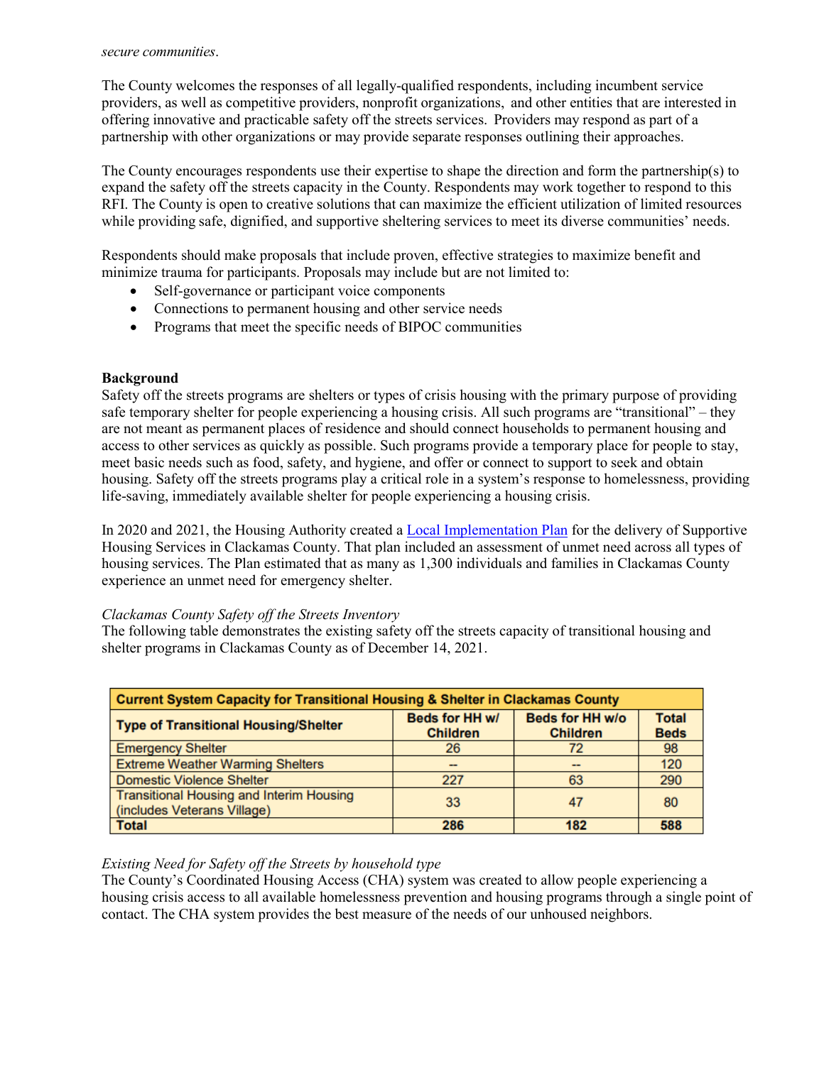*secure communities*.

The County welcomes the responses of all legally-qualified respondents, including incumbent service providers, as well as competitive providers, nonprofit organizations, and other entities that are interested in offering innovative and practicable safety off the streets services. Providers may respond as part of a partnership with other organizations or may provide separate responses outlining their approaches.

The County encourages respondents use their expertise to shape the direction and form the partnership(s) to expand the safety off the streets capacity in the County. Respondents may work together to respond to this RFI. The County is open to creative solutions that can maximize the efficient utilization of limited resources while providing safe, dignified, and supportive sheltering services to meet its diverse communities' needs.

Respondents should make proposals that include proven, effective strategies to maximize benefit and minimize trauma for participants. Proposals may include but are not limited to:

- Self-governance or participant voice components
- Connections to permanent housing and other service needs
- Programs that meet the specific needs of BIPOC communities

**Background**

Safety off the streets programs are shelters or types of crisis housing with the primary purpose of providing safe temporary shelter for people experiencing a housing crisis. All such programs are "transitional" – they are not meant as permanent places of residence and should connect households to permanent housing and access to other services as quickly as possible. Such programs provide a temporary place for people to stay, meet basic needs such as food, safety, and hygiene, and offer or connect to support to seek and obtain housing. Safety off the streets programs play a critical role in a system's response to homelessness, providing life-saving, immediately available shelter for people experiencing a housing crisis.

In 2020 and 2021, the Housing Authority created a Local Implementation Plan for the delivery of Supportive Housing Services in Clackamas County. That plan included an assessment of unmet need across all types of housing services. The Plan estimated that as many as 1,300 individuals and families in Clackamas County experience an unmet need for emergency shelter.

*Clackamas County Safety off the Streets Inventory*

The following table demonstrates the existing safety off the streets capacity of transitional housing and shelter programs in Clackamas County as of December 14, 2021.

| Current System Capacity for Transitional Housing & Shelter in Clackamas County | | | |
|---|---|---|---|
| **Type of Transitional Housing/Shelter** | **Beds for HH w/ Children** | **Beds for HH w/o Children** | **Total Beds** |
| Emergency Shelter | 26 | 72 | 98 |
| Extreme Weather Warming Shelters | -- | -- | 120 |
| Domestic Violence Shelter | 227 | 63 | 290 |
| Transitional Housing and Interim Housing (includes Veterans Village) | 33 | 47 | 80 |
| **Total** | **286** | **182** | **588** |

*Existing Need for Safety off the Streets by household type*

The County's Coordinated Housing Access (CHA) system was created to allow people experiencing a housing crisis access to all available homelessness prevention and housing programs through a single point of contact. The CHA system provides the best measure of the needs of our unhoused neighbors.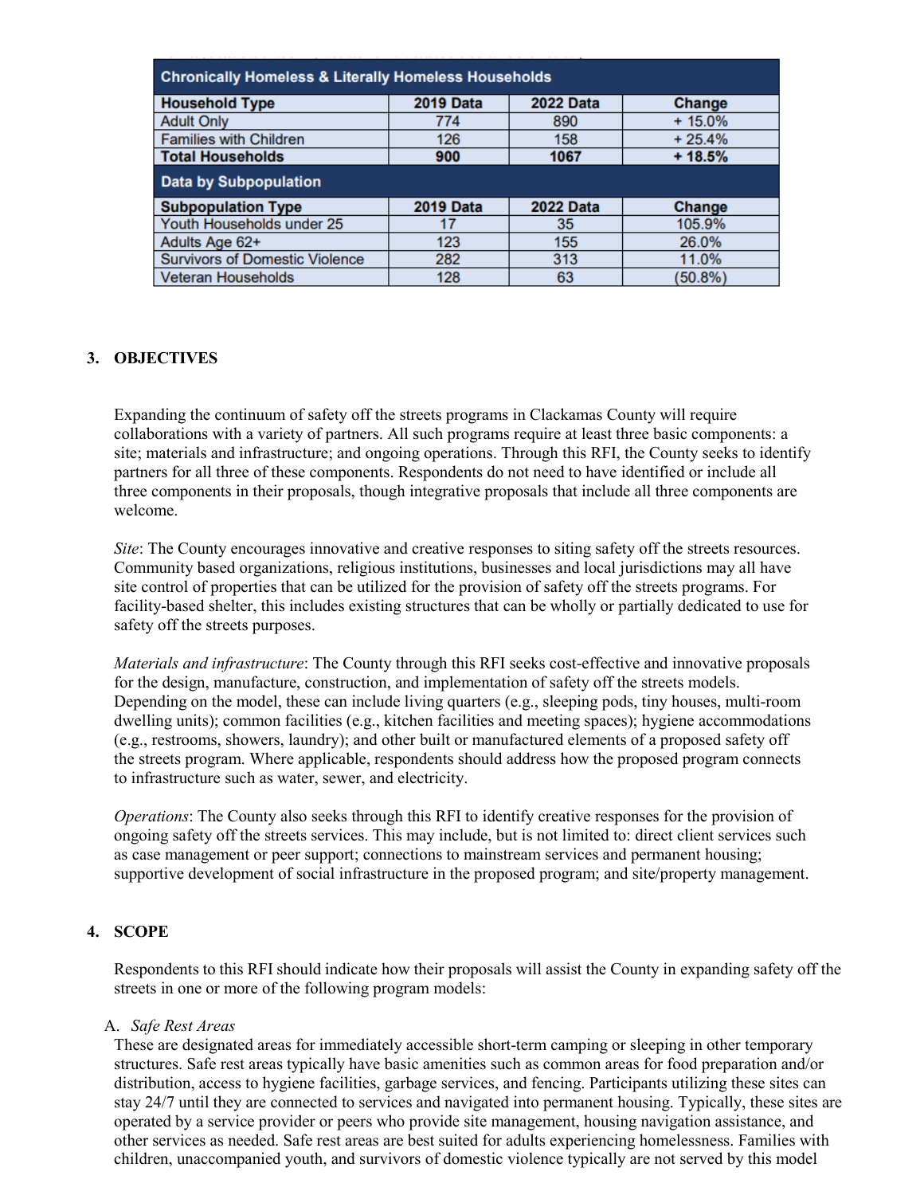| Chronically Homeless & Literally Homeless Households | | | |
|---|---|---|---|
| **Household Type** | **2019 Data** | **2022 Data** | **Change** |
| Adult Only | 774 | 890 | + 15.0% |
| Families with Children | 126 | 158 | + 25.4% |
| **Total Households** | **900** | **1067** | **+ 18.5%** |
| **Data by Subpopulation** | | | |
| **Subpopulation Type** | **2019 Data** | **2022 Data** | **Change** |
| Youth Households under 25 | 17 | 35 | 105.9% |
| Adults Age 62+ | 123 | 155 | 26.0% |
| Survivors of Domestic Violence | 282 | 313 | 11.0% |
| Veteran Households | 128 | 63 | (50.8%) |

## 3. OBJECTIVES

Expanding the continuum of safety off the streets programs in Clackamas County will require collaborations with a variety of partners. All such programs require at least three basic components: a site; materials and infrastructure; and ongoing operations. Through this RFI, the County seeks to identify partners for all three of these components. Respondents do not need to have identified or include all three components in their proposals, though integrative proposals that include all three components are welcome.

*Site*: The County encourages innovative and creative responses to siting safety off the streets resources. Community based organizations, religious institutions, businesses and local jurisdictions may all have site control of properties that can be utilized for the provision of safety off the streets programs. For facility-based shelter, this includes existing structures that can be wholly or partially dedicated to use for safety off the streets purposes.

*Materials and infrastructure*: The County through this RFI seeks cost-effective and innovative proposals for the design, manufacture, construction, and implementation of safety off the streets models. Depending on the model, these can include living quarters (e.g., sleeping pods, tiny houses, multi-room dwelling units); common facilities (e.g., kitchen facilities and meeting spaces); hygiene accommodations (e.g., restrooms, showers, laundry); and other built or manufactured elements of a proposed safety off the streets program. Where applicable, respondents should address how the proposed program connects to infrastructure such as water, sewer, and electricity.

*Operations*: The County also seeks through this RFI to identify creative responses for the provision of ongoing safety off the streets services. This may include, but is not limited to: direct client services such as case management or peer support; connections to mainstream services and permanent housing; supportive development of social infrastructure in the proposed program; and site/property management.

## 4. SCOPE

Respondents to this RFI should indicate how their proposals will assist the County in expanding safety off the streets in one or more of the following program models:

A. *Safe Rest Areas*

These are designated areas for immediately accessible short-term camping or sleeping in other temporary structures. Safe rest areas typically have basic amenities such as common areas for food preparation and/or distribution, access to hygiene facilities, garbage services, and fencing. Participants utilizing these sites can stay 24/7 until they are connected to services and navigated into permanent housing. Typically, these sites are operated by a service provider or peers who provide site management, housing navigation assistance, and other services as needed. Safe rest areas are best suited for adults experiencing homelessness. Families with children, unaccompanied youth, and survivors of domestic violence typically are not served by this model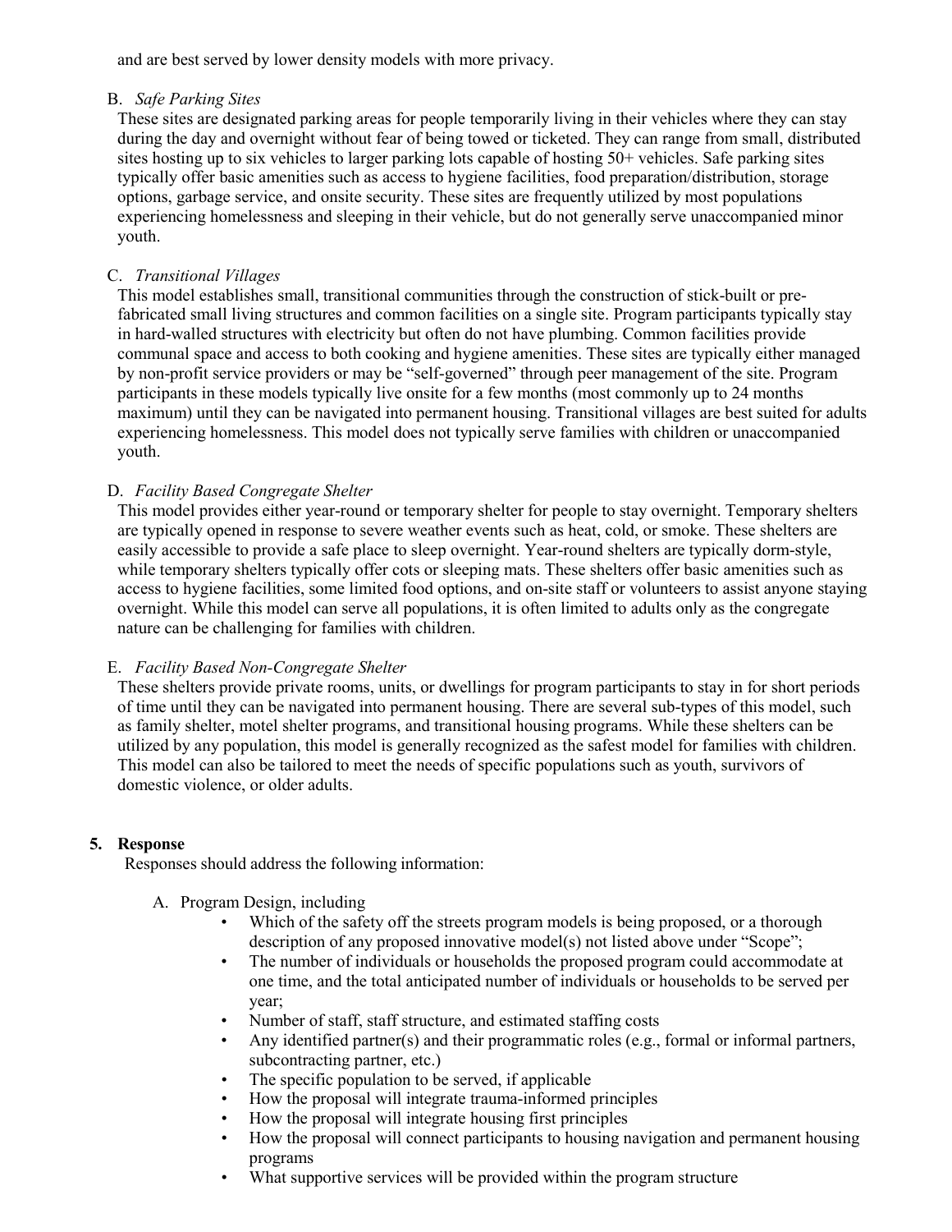and are best served by lower density models with more privacy.

B. *Safe Parking Sites*

These sites are designated parking areas for people temporarily living in their vehicles where they can stay during the day and overnight without fear of being towed or ticketed. They can range from small, distributed sites hosting up to six vehicles to larger parking lots capable of hosting 50+ vehicles. Safe parking sites typically offer basic amenities such as access to hygiene facilities, food preparation/distribution, storage options, garbage service, and onsite security. These sites are frequently utilized by most populations experiencing homelessness and sleeping in their vehicle, but do not generally serve unaccompanied minor youth.

C. *Transitional Villages*

This model establishes small, transitional communities through the construction of stick-built or pre-fabricated small living structures and common facilities on a single site. Program participants typically stay in hard-walled structures with electricity but often do not have plumbing. Common facilities provide communal space and access to both cooking and hygiene amenities. These sites are typically either managed by non-profit service providers or may be "self-governed" through peer management of the site. Program participants in these models typically live onsite for a few months (most commonly up to 24 months maximum) until they can be navigated into permanent housing. Transitional villages are best suited for adults experiencing homelessness. This model does not typically serve families with children or unaccompanied youth.

D. *Facility Based Congregate Shelter*

This model provides either year-round or temporary shelter for people to stay overnight. Temporary shelters are typically opened in response to severe weather events such as heat, cold, or smoke. These shelters are easily accessible to provide a safe place to sleep overnight. Year-round shelters are typically dorm-style, while temporary shelters typically offer cots or sleeping mats. These shelters offer basic amenities such as access to hygiene facilities, some limited food options, and on-site staff or volunteers to assist anyone staying overnight. While this model can serve all populations, it is often limited to adults only as the congregate nature can be challenging for families with children.

E. *Facility Based Non-Congregate Shelter*

These shelters provide private rooms, units, or dwellings for program participants to stay in for short periods of time until they can be navigated into permanent housing. There are several sub-types of this model, such as family shelter, motel shelter programs, and transitional housing programs. While these shelters can be utilized by any population, this model is generally recognized as the safest model for families with children. This model can also be tailored to meet the needs of specific populations such as youth, survivors of domestic violence, or older adults.

**5. Response**

Responses should address the following information:

A. Program Design, including

- Which of the safety off the streets program models is being proposed, or a thorough description of any proposed innovative model(s) not listed above under "Scope";
- The number of individuals or households the proposed program could accommodate at one time, and the total anticipated number of individuals or households to be served per year;
- Number of staff, staff structure, and estimated staffing costs
- Any identified partner(s) and their programmatic roles (e.g., formal or informal partners, subcontracting partner, etc.)
- The specific population to be served, if applicable
- How the proposal will integrate trauma-informed principles
- How the proposal will integrate housing first principles
- How the proposal will connect participants to housing navigation and permanent housing programs
- What supportive services will be provided within the program structure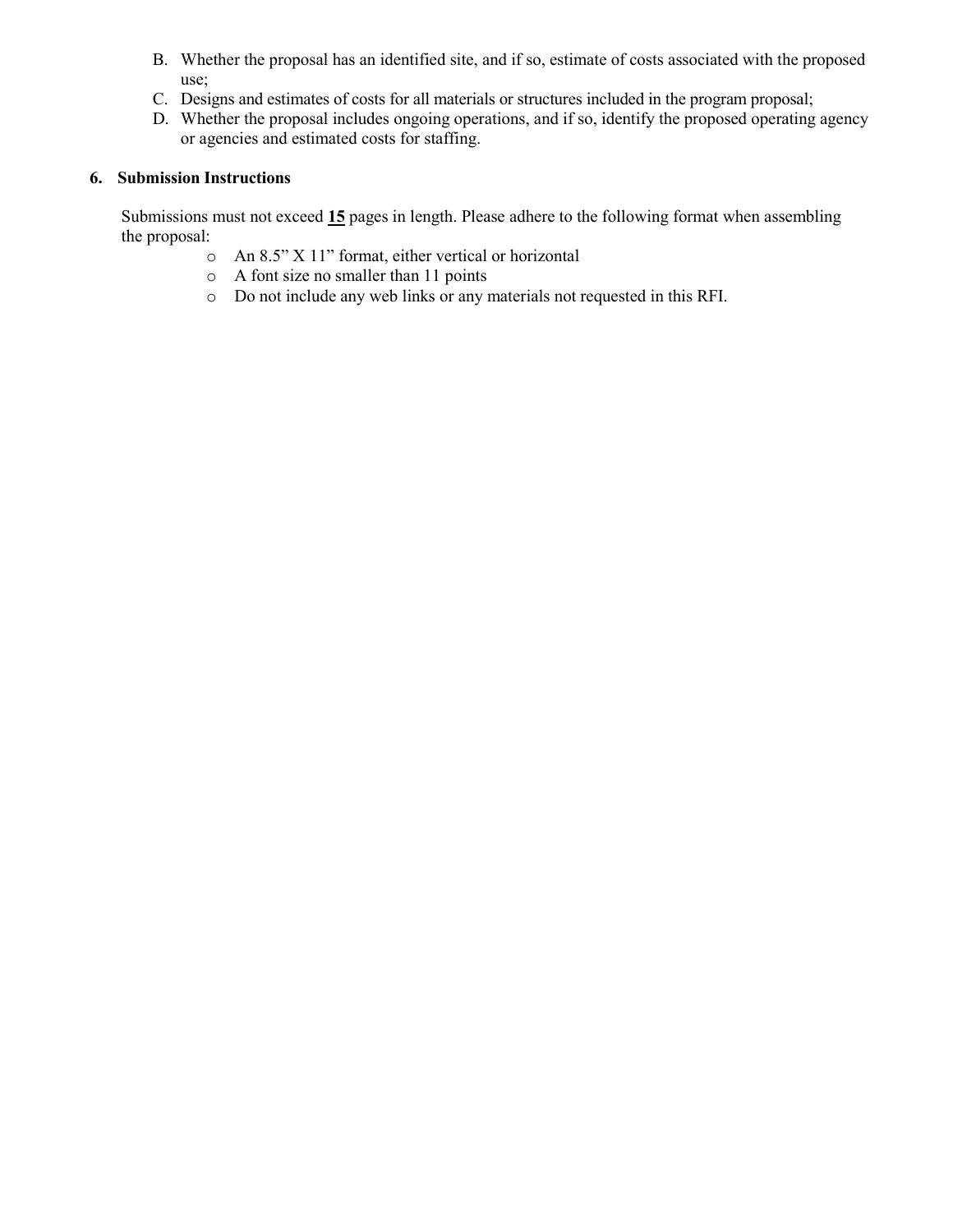B. Whether the proposal has an identified site, and if so, estimate of costs associated with the proposed use;
C. Designs and estimates of costs for all materials or structures included in the program proposal;
D. Whether the proposal includes ongoing operations, and if so, identify the proposed operating agency or agencies and estimated costs for staffing.

**6. Submission Instructions**

Submissions must not exceed **<u>15</u>** pages in length. Please adhere to the following format when assembling the proposal:

- An 8.5" X 11" format, either vertical or horizontal
- A font size no smaller than 11 points
- Do not include any web links or any materials not requested in this RFI.